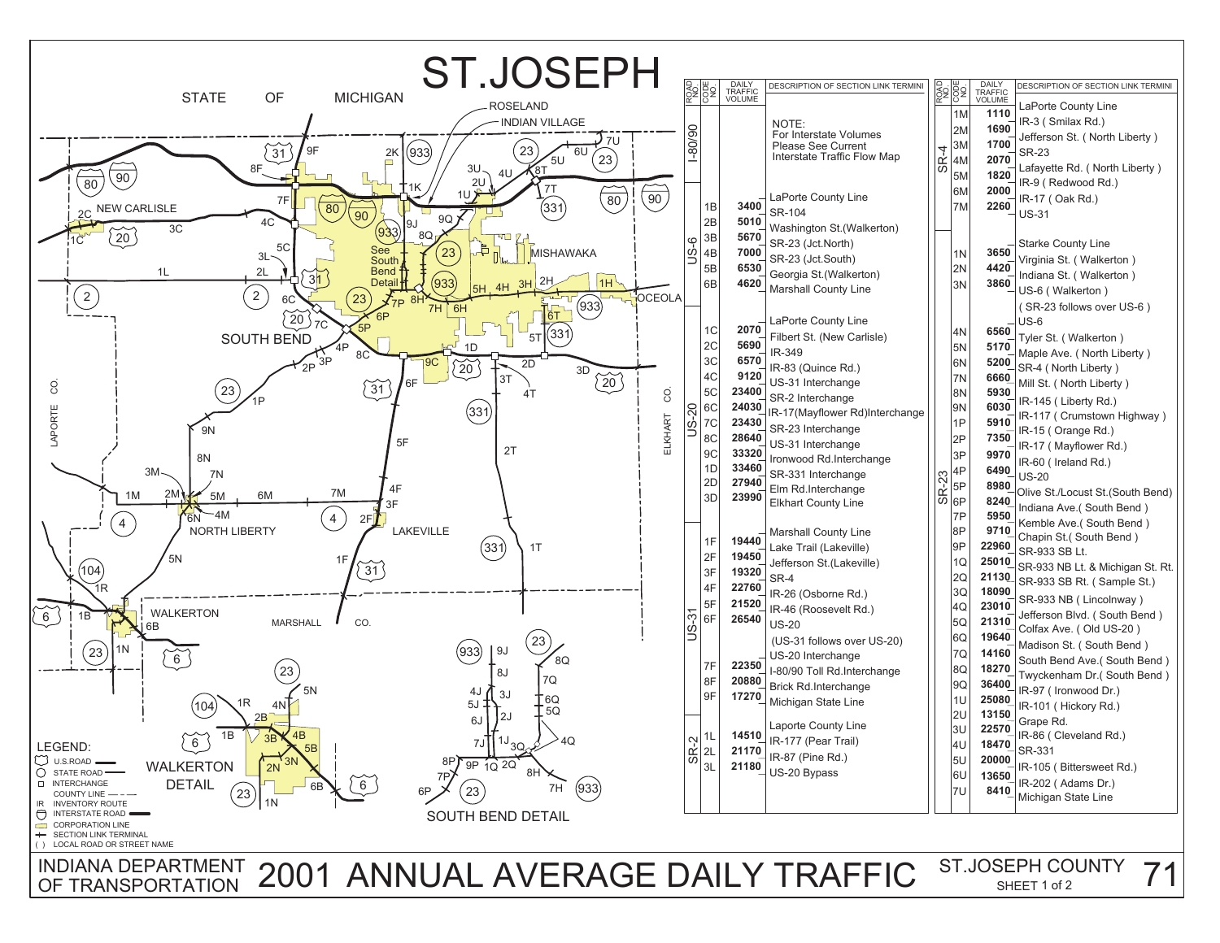# ST.JOSEPH

## 2001 ANNUAL AVERAGE DAILY TRAFFIC

INDIANA DEPARTMENT OF TRANSPORTATION

ST.JOSEPH COUNTY — SHEET 1 of 2

| ROAD NO | CODE NO | DAILY TRAFFIC VOLUME | DESCRIPTION OF SECTION LINK TERMINI |
|---|---|---|---|
| I-80/90 | | | NOTE: For Interstate Volumes Please See Current Interstate Traffic Flow Map |
| US-6 | | | LaPorte County Line |
| | 1B | 3400 | SR-104 |
| | 2B | 5010 | Washington St.(Walkerton) |
| | 3B | 5670 | SR-23 (Jct.North) |
| | 4B | 7000 | SR-23 (Jct.South) |
| | 5B | 6530 | Georgia St.(Walkerton) |
| | 6B | 4620 | Marshall County Line |
| US-20 | | | LaPorte County Line |
| | 1C | 2070 | Filbert St. (New Carlisle) |
| | 2C | 5690 | IR-349 |
| | 3C | 6570 | IR-83 (Quince Rd.) |
| | 4C | 9120 | US-31 Interchange |
| | 5C | 23400 | SR-2 Interchange |
| | 6C | 24030 | IR-17(Mayflower Rd)Interchange |
| | 7C | 23430 | SR-23 Interchange |
| | 8C | 28640 | US-31 Interchange |
| | 9C | 33320 | Ironwood Rd.Interchange |
| | 1D | 33460 | SR-331 Interchange |
| | 2D | 27940 | Elm Rd.Interchange |
| | 3D | 23990 | Elkhart County Line |
| US-31 | | | Marshall County Line |
| | 1F | 19440 | Lake Trail (Lakeville) |
| | 2F | 19450 | Jefferson St.(Lakeville) |
| | 3F | 19320 | SR-4 |
| | 4F | 22760 | IR-26 (Osborne Rd.) |
| | 5F | 21520 | IR-46 (Roosevelt Rd.) |
| | 6F | 26540 | US-20 |
| | | | (US-31 follows over US-20) |
| | | | US-20 Interchange |
| | 7F | 22350 | I-80/90 Toll Rd.Interchange |
| | 8F | 20880 | Brick Rd.Interchange |
| | 9F | 17270 | Michigan State Line |
| SR-2 | | | Laporte County Line |
| | 1L | 14510 | IR-177 (Pear Trail) |
| | 2L | 21170 | IR-87 (Pine Rd.) |
| | 3L | 21180 | US-20 Bypass |

| ROAD NO | CODE NO | DAILY TRAFFIC VOLUME | DESCRIPTION OF SECTION LINK TERMINI |
|---|---|---|---|
| SR-4 | | | LaPorte County Line |
| | 1M | 1110 | IR-3 ( Smilax Rd.) |
| | 2M | 1690 | Jefferson St. ( North Liberty ) |
| | 3M | 1700 | SR-23 |
| | 4M | 2070 | Lafayette Rd. ( North Liberty ) |
| | 5M | 1820 | IR-9 ( Redwood Rd.) |
| | 6M | 2000 | IR-17 ( Oak Rd.) |
| | 7M | 2260 | US-31 |
| SR-23 | | | Starke County Line |
| | 1N | 3650 | Virginia St. ( Walkerton ) |
| | 2N | 4420 | Indiana St. ( Walkerton ) |
| | 3N | 3860 | US-6 ( Walkerton ) |
| | | | ( SR-23 follows over US-6 ) |
| | | | US-6 |
| | 4N | 6560 | Tyler St. ( Walkerton ) |
| | 5N | 5170 | Maple Ave. ( North Liberty ) |
| | 6N | 5200 | SR-4 ( North Liberty ) |
| | 7N | 6660 | Mill St. ( North Liberty ) |
| | 8N | 5930 | IR-145 ( Liberty Rd.) |
| | 9N | 6030 | IR-117 ( Crumstown Highway ) |
| | 1P | 5910 | IR-15 ( Orange Rd.) |
| | 2P | 7350 | IR-17 ( Mayflower Rd.) |
| | 3P | 9970 | IR-60 ( Ireland Rd.) |
| | 4P | 6490 | US-20 |
| | 5P | 8980 | Olive St./Locust St.(South Bend) |
| | 6P | 8240 | Indiana Ave.( South Bend ) |
| | 7P | 5950 | Kemble Ave.( South Bend ) |
| | 8P | 9710 | Chapin St.( South Bend ) |
| | 9P | 22960 | SR-933 SB Lt. |
| | 1Q | 25010 | SR-933 NB Lt. & Michigan St. Rt. |
| | 2Q | 21130 | SR-933 SB Rt. ( Sample St.) |
| | 3Q | 18090 | SR-933 NB ( Lincolnway ) |
| | 4Q | 23010 | Jefferson Blvd. ( South Bend ) |
| | 5Q | 21310 | Colfax Ave. ( Old US-20 ) |
| | 6Q | 19640 | Madison St. ( South Bend ) |
| | 7Q | 14160 | South Bend Ave.( South Bend ) |
| | 8Q | 18270 | Twyckenham Dr.( South Bend ) |
| | 9Q | 36400 | IR-97 ( Ironwood Dr.) |
| | 1U | 25080 | IR-101 ( Hickory Rd.) |
| | 2U | 13150 | Grape Rd. |
| | 3U | 22570 | IR-86 ( Cleveland Rd.) |
| | 4U | 18470 | SR-331 |
| | 5U | 20000 | IR-105 ( Bittersweet Rd.) |
| | 6U | 13650 | IR-202 ( Adams Dr.) |
| | 7U | 8410 | Michigan State Line |

LEGEND:
- U.S.ROAD
- STATE ROAD
- INTERCHANGE
- COUNTY LINE
- IR INVENTORY ROUTE
- INTERSTATE ROAD
- CORPORATION LINE
- SECTION LINK TERMINAL
- ( ) LOCAL ROAD OR STREET NAME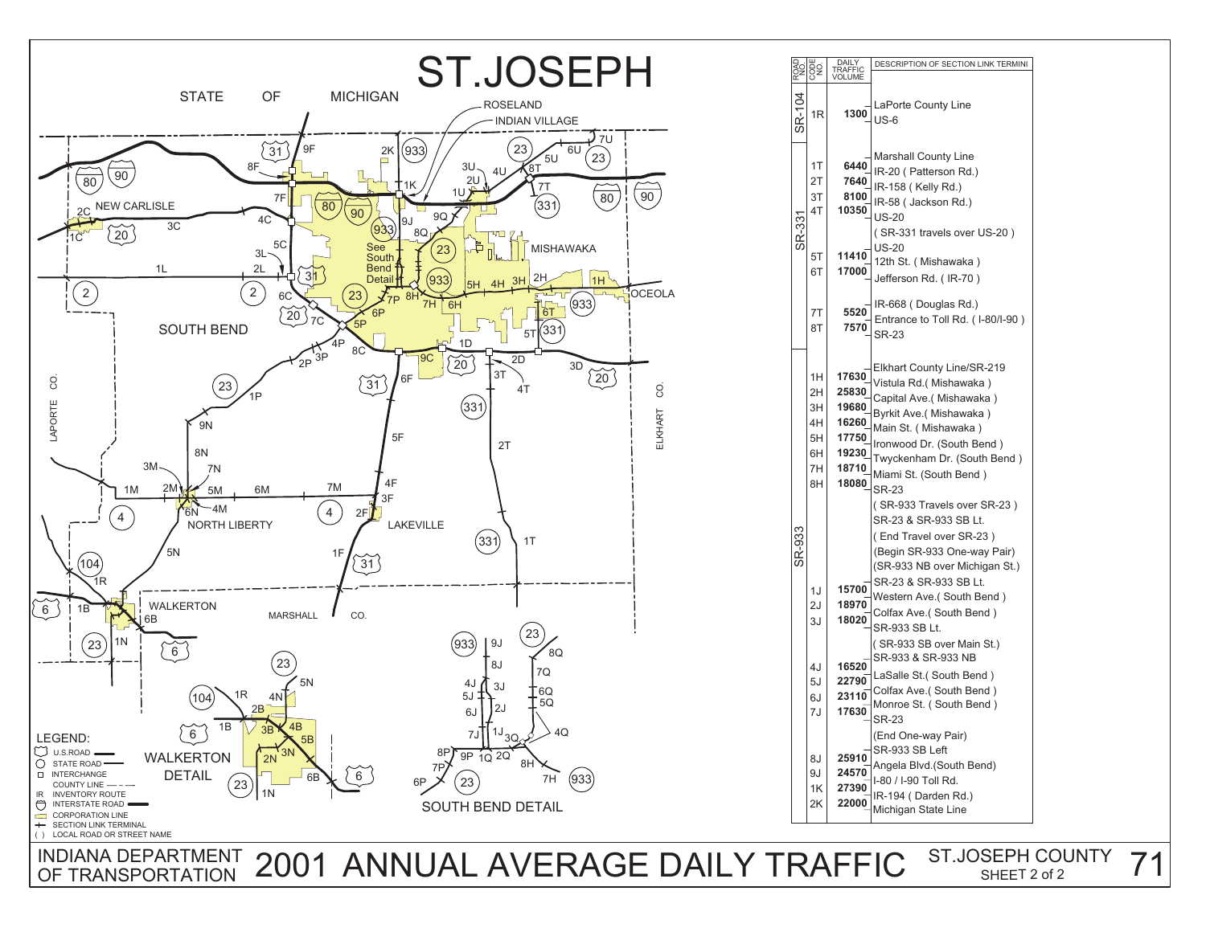# ST.JOSEPH

STATE OF MICHIGAN

ROSELAND
INDIAN VILLAGE
NEW CARLISLE
SOUTH BEND
MISHAWAKA
OCEOLA
See South Bend Detail
LAPORTE CO.
ELKHART CO.
NORTH LIBERTY
LAKEVILLE
WALKERTON
MARSHALL CO.
WALKERTON DETAIL
SOUTH BEND DETAIL

LEGEND:
U.S.ROAD
STATE ROAD
INTERCHANGE
COUNTY LINE
IR INVENTORY ROUTE
INTERSTATE ROAD
CORPORATION LINE
SECTION LINK TERMINAL
( ) LOCAL ROAD OR STREET NAME

| ROAD NO. | CODE NO | DAILY TRAFFIC VOLUME | DESCRIPTION OF SECTION LINK TERMINI |
|---|---|---|---|
| SR-104 | 1R | 1300 | LaPorte County Line – US-6 |
| SR-331 | 1T | 6440 | Marshall County Line – IR-20 ( Patterson Rd.) |
| | 2T | 7640 | IR-20 ( Patterson Rd.) – IR-158 ( Kelly Rd.) |
| | 3T | 8100 | IR-158 ( Kelly Rd.) – IR-58 ( Jackson Rd.) |
| | 4T | 10350 | IR-58 ( Jackson Rd.) – US-20 |
| | | | ( SR-331 travels over US-20 ) |
| | 5T | 11410 | US-20 – 12th St. ( Mishawaka ) |
| | 6T | 17000 | 12th St. ( Mishawaka ) – Jefferson Rd. ( IR-70 ) |
| | 7T | 5520 | IR-668 ( Douglas Rd.) – Entrance to Toll Rd. ( I-80/I-90 ) |
| | 8T | 7570 | Entrance to Toll Rd. ( I-80/I-90 ) – SR-23 |
| SR-933 | 1H | 17630 | Elkhart County Line/SR-219 – Vistula Rd.( Mishawaka ) |
| | 2H | 25830 | Vistula Rd.( Mishawaka ) – Capital Ave.( Mishawaka ) |
| | 3H | 19680 | Capital Ave.( Mishawaka ) – Byrkit Ave.( Mishawaka ) |
| | 4H | 16260 | Byrkit Ave.( Mishawaka ) – Main St. ( Mishawaka ) |
| | 5H | 17750 | Main St. ( Mishawaka ) – Ironwood Dr. (South Bend ) |
| | 6H | 19230 | Ironwood Dr. (South Bend ) – Twyckenham Dr. (South Bend ) |
| | 7H | 18710 | Twyckenham Dr. (South Bend ) – Miami St. (South Bend ) |
| | 8H | 18080 | Miami St. (South Bend ) – SR-23 |
| | | | ( SR-933 Travels over SR-23 ) |
| | | | SR-23 & SR-933 SB Lt. |
| | | | ( End Travel over SR-23 ) |
| | | | (Begin SR-933 One-way Pair) |
| | | | (SR-933 NB over Michigan St.) |
| | 1J | 15700 | SR-23 & SR-933 SB Lt. – Western Ave.( South Bend ) |
| | 2J | 18970 | Western Ave.( South Bend ) – Colfax Ave.( South Bend ) |
| | 3J | 18020 | Colfax Ave.( South Bend ) – SR-933 SB Lt. |
| | | | ( SR-933 SB over Main St.) |
| | 4J | 16520 | SR-933 & SR-933 NB – LaSalle St.( South Bend ) |
| | 5J | 22790 | LaSalle St.( South Bend ) – Colfax Ave.( South Bend ) |
| | 6J | 23110 | Colfax Ave.( South Bend ) – Monroe St. ( South Bend ) |
| | 7J | 17630 | Monroe St. ( South Bend ) – SR-23 |
| | | | (End One-way Pair) |
| | 8J | 25910 | SR-933 SB Left – Angela Blvd.(South Bend) |
| | 9J | 24570 | Angela Blvd.(South Bend) – I-80 / I-90 Toll Rd. |
| | 1K | 27390 | I-80 / I-90 Toll Rd. – IR-194 ( Darden Rd.) |
| | 2K | 22000 | IR-194 ( Darden Rd.) – Michigan State Line |

INDIANA DEPARTMENT OF TRANSPORTATION

# 2001 ANNUAL AVERAGE DAILY TRAFFIC

ST.JOSEPH COUNTY
SHEET 2 of 2